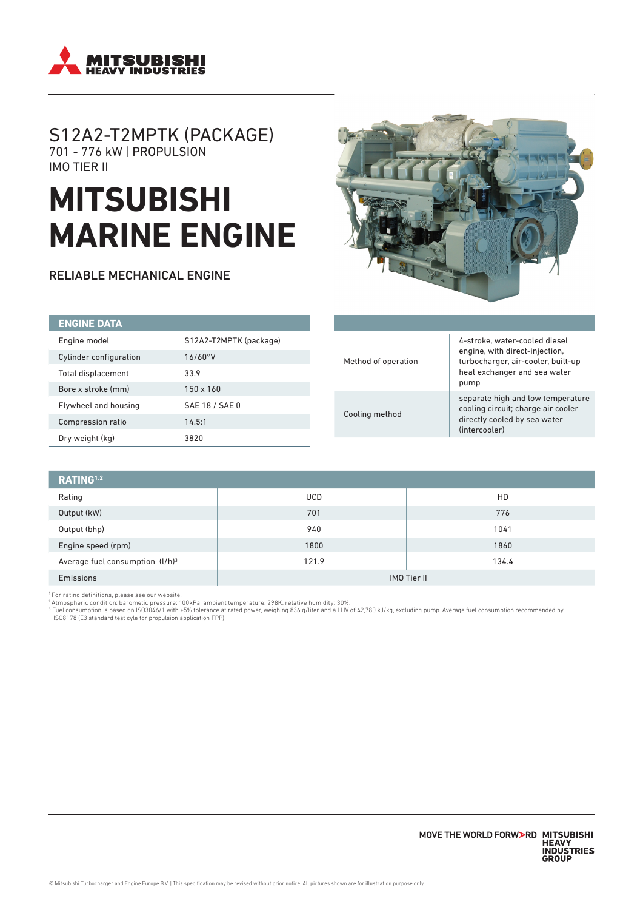# S12A2-T2MPTK (PACKAGE)

701 - 776 kW | PROPULSION

IMO TIER II

# MITSUBISHI MARINE ENGINE

## RELIABLE MECHANICAL ENGINE

| ENGINE DATA | |
|---|---|
| Engine model | S12A2-T2MPTK (package) |
| Cylinder configuration | 16/60°V |
| Total displacement | 33.9 |
| Bore x stroke (mm) | 150 x 160 |
| Flywheel and housing | SAE 18 / SAE 0 |
| Compression ratio | 14.5:1 |
| Dry weight (kg) | 3820 |

| | |
|---|---|
| Method of operation | 4-stroke, water-cooled diesel engine, with direct-injection, turbocharger, air-cooler, built-up heat exchanger and sea water pump |
| Cooling method | separate high and low temperature cooling circuit; charge air cooler directly cooled by sea water (intercooler) |

| RATING[1,2] | | |
|---|---|---|
| Rating | UCD | HD |
| Output (kW) | 701 | 776 |
| Output (bhp) | 940 | 1041 |
| Engine speed (rpm) | 1800 | 1860 |
| Average fuel consumption (l/h)[3] | 121.9 | 134.4 |
| Emissions | IMO Tier II | |

[1] For rating definitions, please see our website.
[2] Atmospheric condition: barometic pressure: 100kPa, ambient temperature: 298K, relative humidity: 30%.
[3] Fuel consumption is based on ISO3046/1 with +5% tolerance at rated power, weighing 836 g/liter and a LHV of 42,780 kJ/kg, excluding pump. Average fuel consumption recommended by ISO8178 (E3 standard test cyle for propulsion application FPP).

MOVE THE WORLD FORWARD MITSUBISHI HEAVY INDUSTRIES GROUP

© Mitsubishi Turbocharger and Engine Europe B.V. | This specification may be revised without prior notice. All pictures shown are for illustration purpose only.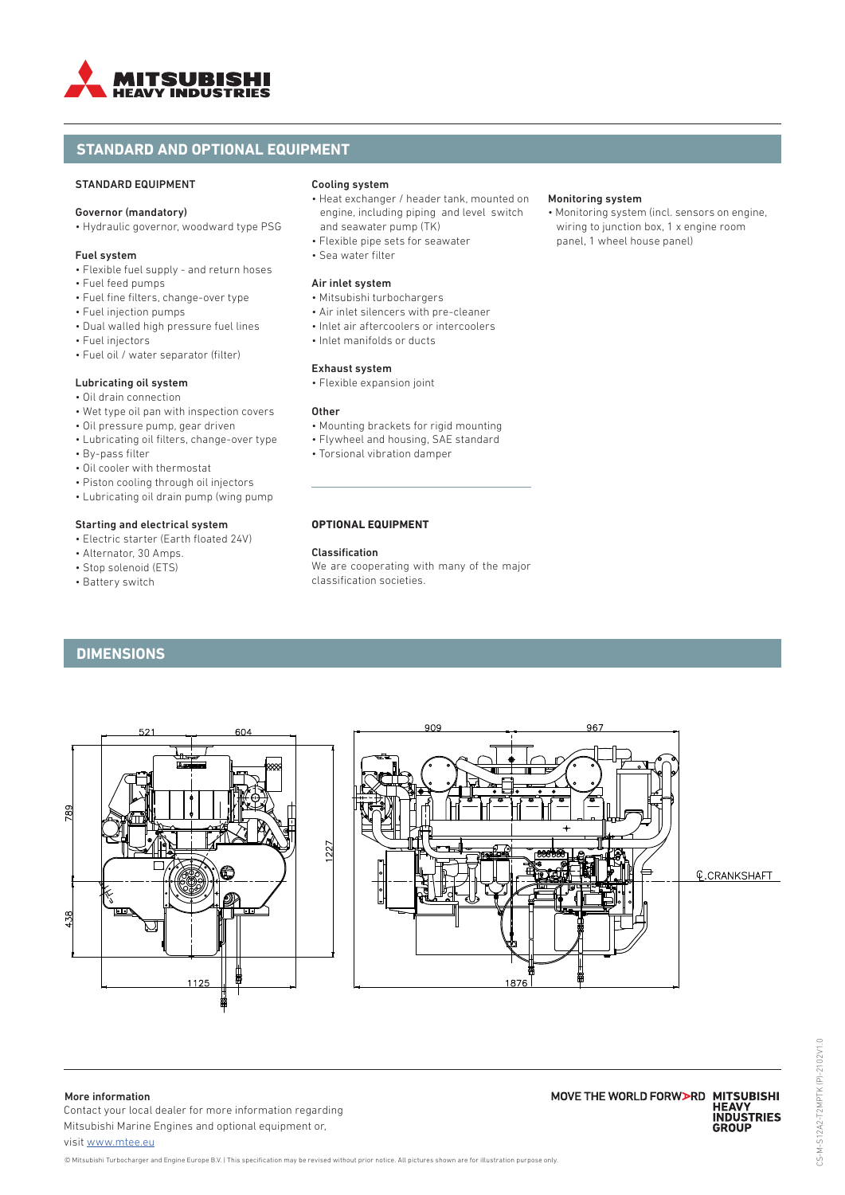## STANDARD AND OPTIONAL EQUIPMENT

### STANDARD EQUIPMENT

**Governor (mandatory)**
- Hydraulic governor, woodward type PSG

**Fuel system**
- Flexible fuel supply - and return hoses
- Fuel feed pumps
- Fuel fine filters, change-over type
- Fuel injection pumps
- Dual walled high pressure fuel lines
- Fuel injectors
- Fuel oil / water separator (filter)

**Lubricating oil system**
- Oil drain connection
- Wet type oil pan with inspection covers
- Oil pressure pump, gear driven
- Lubricating oil filters, change-over type
- By-pass filter
- Oil cooler with thermostat
- Piston cooling through oil injectors
- Lubricating oil drain pump (wing pump

**Starting and electrical system**
- Electric starter (Earth floated 24V)
- Alternator, 30 Amps.
- Stop solenoid (ETS)
- Battery switch

**Cooling system**
- Heat exchanger / header tank, mounted on engine, including piping and level switch and seawater pump (TK)
- Flexible pipe sets for seawater
- Sea water filter

**Air inlet system**
- Mitsubishi turbochargers
- Air inlet silencers with pre-cleaner
- Inlet air aftercoolers or intercoolers
- Inlet manifolds or ducts

**Exhaust system**
- Flexible expansion joint

**Other**
- Mounting brackets for rigid mounting
- Flywheel and housing, SAE standard
- Torsional vibration damper

**Monitoring system**
- Monitoring system (incl. sensors on engine, wiring to junction box, 1 x engine room panel, 1 wheel house panel)

### OPTIONAL EQUIPMENT

**Classification**

We are cooperating with many of the major classification societies.

## DIMENSIONS

521
604
789
438
1227
1125

909
967
℄ CRANKSHAFT
1876

**More information**

Contact your local dealer for more information regarding Mitsubishi Marine Engines and optional equipment or, visit www.mtee.eu

MOVE THE WORLD FORWARD MITSUBISHI HEAVY INDUSTRIES GROUP

© Mitsubishi Turbocharger and Engine Europe B.V. | This specification may be revised without prior notice. All pictures shown are for illustration purpose only.

CS-M-S12A2-T2MPTK (P)-2102V1.0